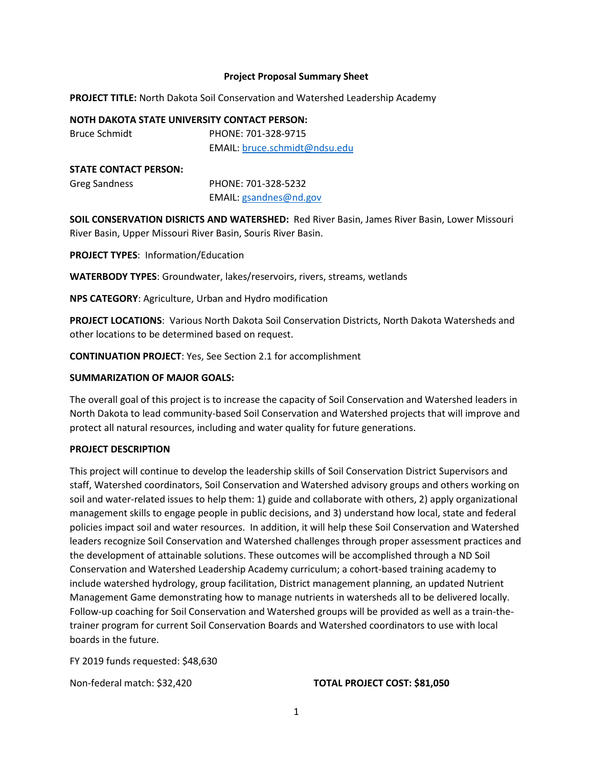**Project Proposal Summary Sheet**

**PROJECT TITLE:** North Dakota Soil Conservation and Watershed Leadership Academy

**NOTH DAKOTA STATE UNIVERSITY CONTACT PERSON:**

Bruce Schmidt PHONE: 701-328-9715
EMAIL: bruce.schmidt@ndsu.edu

**STATE CONTACT PERSON:**

Greg Sandness PHONE: 701-328-5232
EMAIL: gsandnes@nd.gov

**SOIL CONSERVATION DISRICTS AND WATERSHED:** Red River Basin, James River Basin, Lower Missouri River Basin, Upper Missouri River Basin, Souris River Basin.

**PROJECT TYPES**: Information/Education

**WATERBODY TYPES**: Groundwater, lakes/reservoirs, rivers, streams, wetlands

**NPS CATEGORY**: Agriculture, Urban and Hydro modification

**PROJECT LOCATIONS**: Various North Dakota Soil Conservation Districts, North Dakota Watersheds and other locations to be determined based on request.

**CONTINUATION PROJECT**: Yes, See Section 2.1 for accomplishment

**SUMMARIZATION OF MAJOR GOALS:**

The overall goal of this project is to increase the capacity of Soil Conservation and Watershed leaders in North Dakota to lead community-based Soil Conservation and Watershed projects that will improve and protect all natural resources, including and water quality for future generations.

**PROJECT DESCRIPTION**

This project will continue to develop the leadership skills of Soil Conservation District Supervisors and staff, Watershed coordinators, Soil Conservation and Watershed advisory groups and others working on soil and water-related issues to help them: 1) guide and collaborate with others, 2) apply organizational management skills to engage people in public decisions, and 3) understand how local, state and federal policies impact soil and water resources. In addition, it will help these Soil Conservation and Watershed leaders recognize Soil Conservation and Watershed challenges through proper assessment practices and the development of attainable solutions. These outcomes will be accomplished through a ND Soil Conservation and Watershed Leadership Academy curriculum; a cohort-based training academy to include watershed hydrology, group facilitation, District management planning, an updated Nutrient Management Game demonstrating how to manage nutrients in watersheds all to be delivered locally. Follow-up coaching for Soil Conservation and Watershed groups will be provided as well as a train-the-trainer program for current Soil Conservation Boards and Watershed coordinators to use with local boards in the future.

FY 2019 funds requested: $48,630

Non-federal match: $32,420 **TOTAL PROJECT COST: $81,050**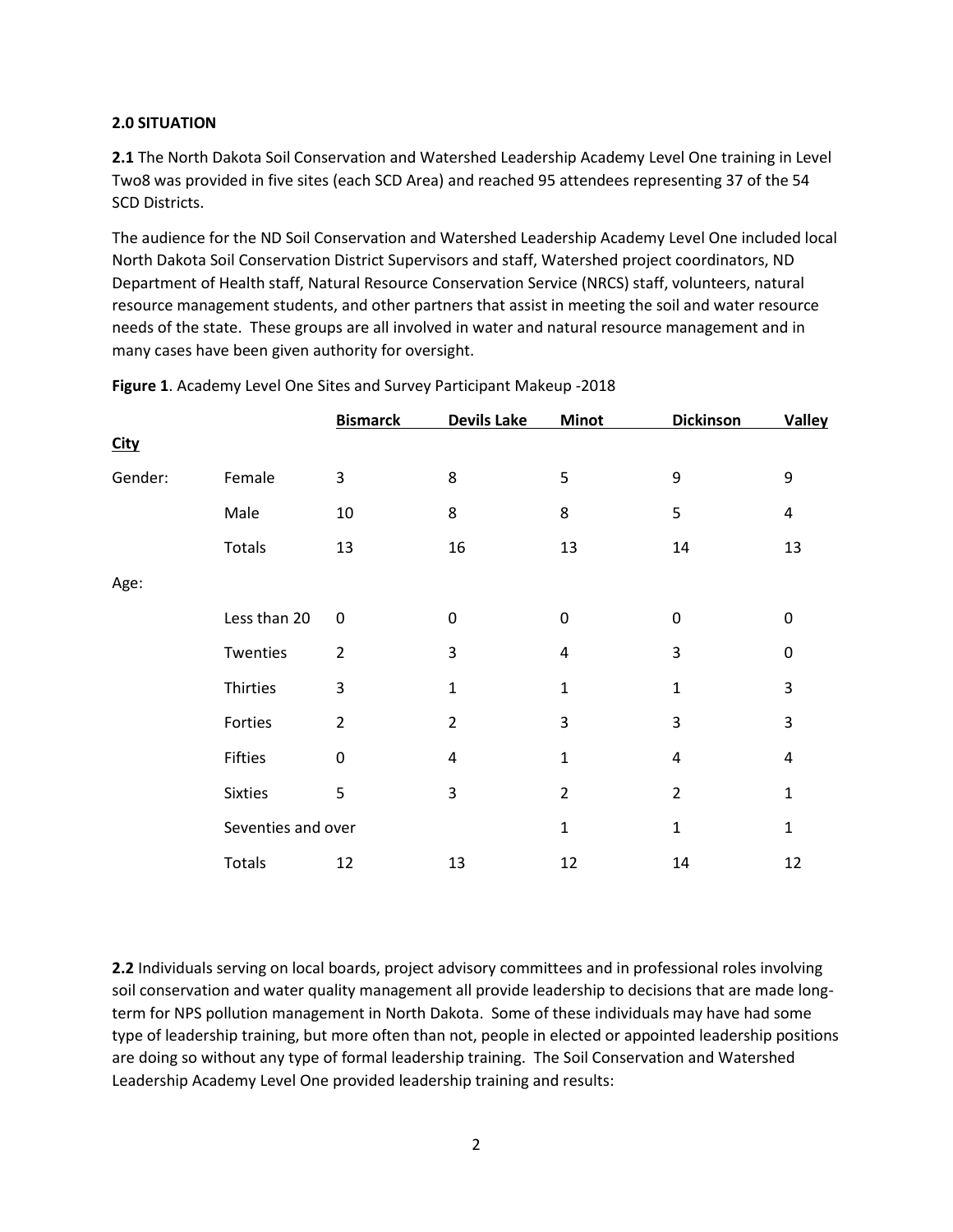**2.0 SITUATION**

**2.1** The North Dakota Soil Conservation and Watershed Leadership Academy Level One training in Level Two8 was provided in five sites (each SCD Area) and reached 95 attendees representing 37 of the 54 SCD Districts.

The audience for the ND Soil Conservation and Watershed Leadership Academy Level One included local North Dakota Soil Conservation District Supervisors and staff, Watershed project coordinators, ND Department of Health staff, Natural Resource Conservation Service (NRCS) staff, volunteers, natural resource management students, and other partners that assist in meeting the soil and water resource needs of the state. These groups are all involved in water and natural resource management and in many cases have been given authority for oversight.

**Figure 1**. Academy Level One Sites and Survey Participant Makeup -2018

| City | | Bismarck | Devils Lake | Minot | Dickinson | Valley |
|---|---|---|---|---|---|---|
| Gender: | Female | 3 | 8 | 5 | 9 | 9 |
| | Male | 10 | 8 | 8 | 5 | 4 |
| | Totals | 13 | 16 | 13 | 14 | 13 |
| Age: | | | | | | |
| | Less than 20 | 0 | 0 | 0 | 0 | 0 |
| | Twenties | 2 | 3 | 4 | 3 | 0 |
| | Thirties | 3 | 1 | 1 | 1 | 3 |
| | Forties | 2 | 2 | 3 | 3 | 3 |
| | Fifties | 0 | 4 | 1 | 4 | 4 |
| | Sixties | 5 | 3 | 2 | 2 | 1 |
| | Seventies and over | | | 1 | 1 | 1 |
| | Totals | 12 | 13 | 12 | 14 | 12 |

**2.2** Individuals serving on local boards, project advisory committees and in professional roles involving soil conservation and water quality management all provide leadership to decisions that are made long-term for NPS pollution management in North Dakota. Some of these individuals may have had some type of leadership training, but more often than not, people in elected or appointed leadership positions are doing so without any type of formal leadership training. The Soil Conservation and Watershed Leadership Academy Level One provided leadership training and results: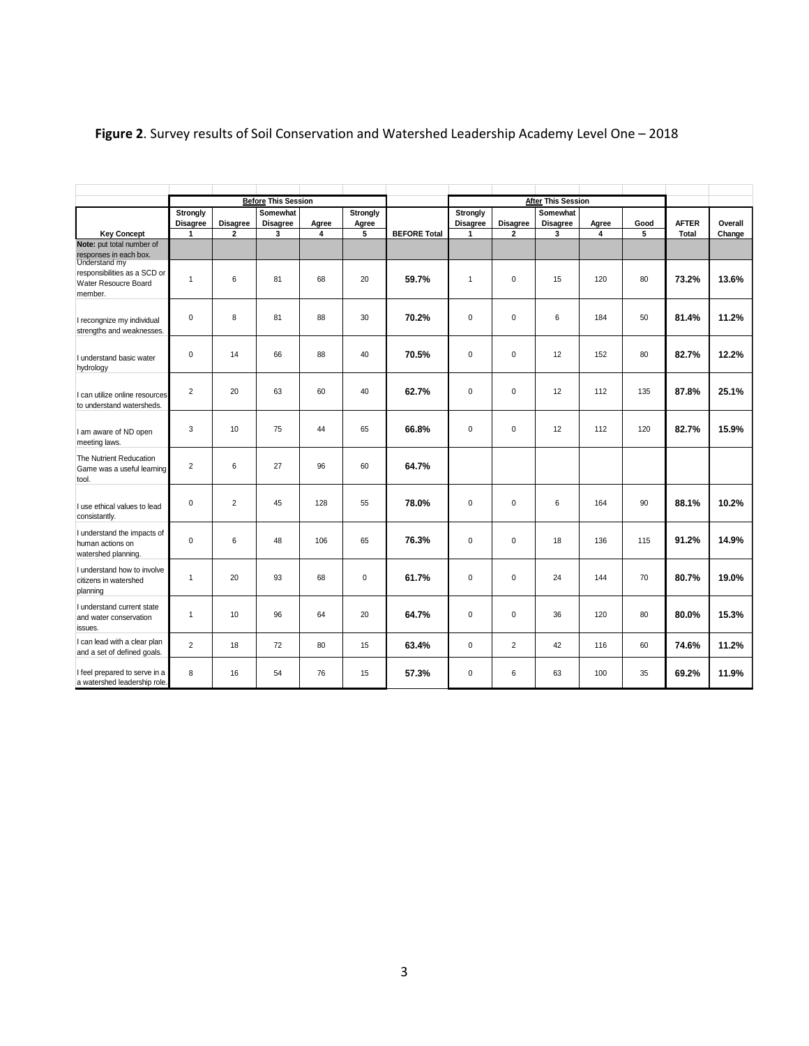**Figure 2**. Survey results of Soil Conservation and Watershed Leadership Academy Level One – 2018

| | **Before** This Session | | | | | | **After** This Session | | | | | | |
|---|---|---|---|---|---|---|---|---|---|---|---|---|---|
| **Key Concept** | **Strongly Disagree 1** | **Disagree 2** | **Somewhat Disagree 3** | **Agree 4** | **Strongly Agree 5** | **BEFORE Total** | **Strongly Disagree 1** | **Disagree 2** | **Somewhat Disagree 3** | **Agree 4** | **Good 5** | **AFTER Total** | **Overall Change** |
| **Note:** put total number of responses in each box. | | | | | | | | | | | | | |
| Understand my responsibilities as a SCD or Water Resoucre Board member. | 1 | 6 | 81 | 68 | 20 | **59.7%** | 1 | 0 | 15 | 120 | 80 | **73.2%** | **13.6%** |
| I recongnize my individual strengths and weaknesses. | 0 | 8 | 81 | 88 | 30 | **70.2%** | 0 | 0 | 6 | 184 | 50 | **81.4%** | **11.2%** |
| I understand basic water hydrology | 0 | 14 | 66 | 88 | 40 | **70.5%** | 0 | 0 | 12 | 152 | 80 | **82.7%** | **12.2%** |
| I can utilize online resources to understand watersheds. | 2 | 20 | 63 | 60 | 40 | **62.7%** | 0 | 0 | 12 | 112 | 135 | **87.8%** | **25.1%** |
| I am aware of ND open meeting laws. | 3 | 10 | 75 | 44 | 65 | **66.8%** | 0 | 0 | 12 | 112 | 120 | **82.7%** | **15.9%** |
| The Nutrient Reducation Game was a useful learning tool. | 2 | 6 | 27 | 96 | 60 | **64.7%** | | | | | | | |
| I use ethical values to lead consistantly. | 0 | 2 | 45 | 128 | 55 | **78.0%** | 0 | 0 | 6 | 164 | 90 | **88.1%** | **10.2%** |
| I understand the impacts of human actions on watershed planning. | 0 | 6 | 48 | 106 | 65 | **76.3%** | 0 | 0 | 18 | 136 | 115 | **91.2%** | **14.9%** |
| I understand how to involve citizens in watershed planning | 1 | 20 | 93 | 68 | 0 | **61.7%** | 0 | 0 | 24 | 144 | 70 | **80.7%** | **19.0%** |
| I understand current state and water conservation issues. | 1 | 10 | 96 | 64 | 20 | **64.7%** | 0 | 0 | 36 | 120 | 80 | **80.0%** | **15.3%** |
| I can lead with a clear plan and a set of defined goals. | 2 | 18 | 72 | 80 | 15 | **63.4%** | 0 | 2 | 42 | 116 | 60 | **74.6%** | **11.2%** |
| I feel prepared to serve in a a watershed leadership role. | 8 | 16 | 54 | 76 | 15 | **57.3%** | 0 | 6 | 63 | 100 | 35 | **69.2%** | **11.9%** |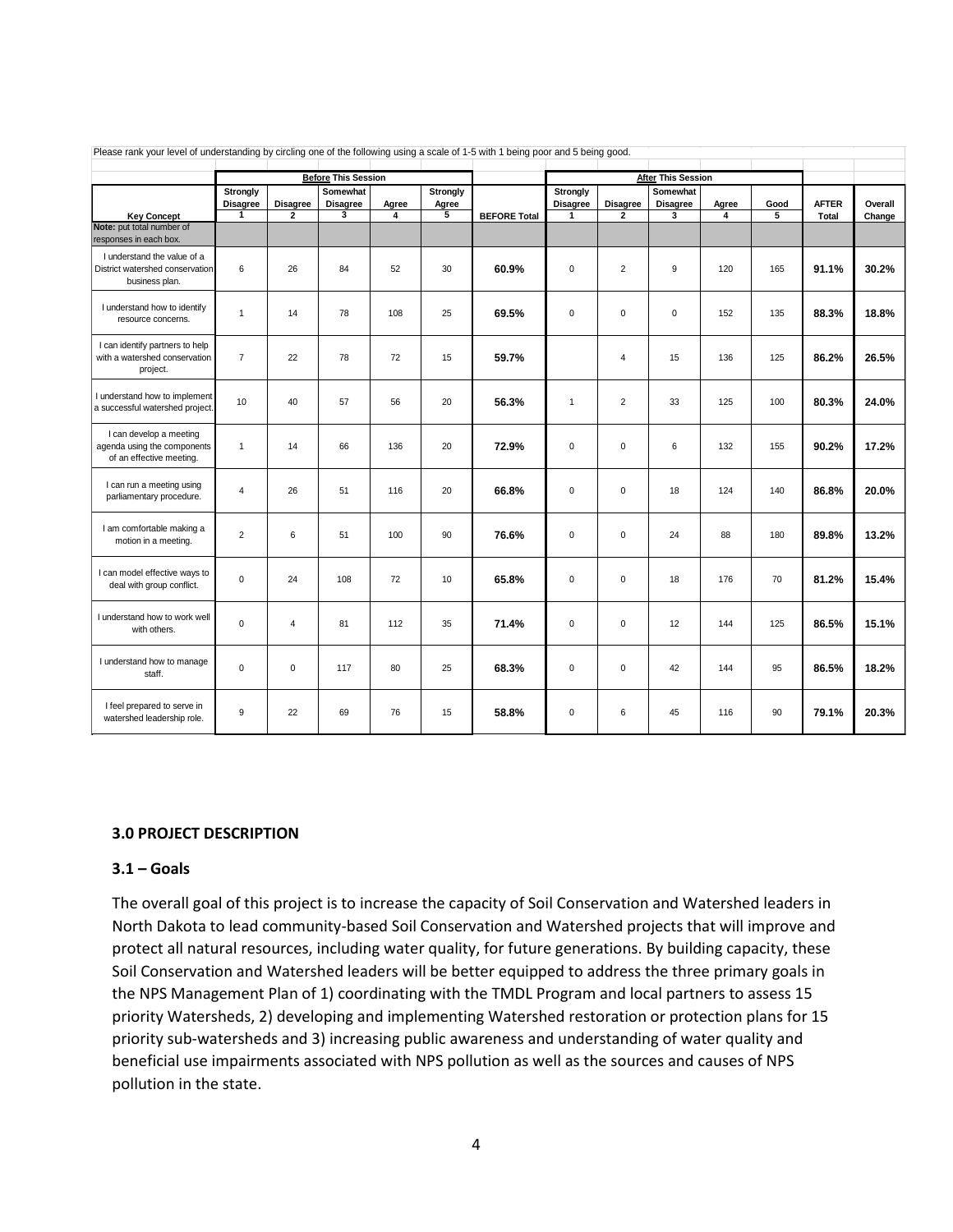Please rank your level of understanding by circling one of the following using a scale of 1-5 with 1 being poor and 5 being good.

| | **Before** This Session | | | | | | **After** This Session | | | | | | |
|---|---|---|---|---|---|---|---|---|---|---|---|---|---|
| **Key Concept** | **Strongly Disagree 1** | **Disagree 2** | **Somewhat Disagree 3** | **Agree 4** | **Strongly Agree 5** | **BEFORE Total** | **Strongly Disagree 1** | **Disagree 2** | **Somewhat Disagree 3** | **Agree 4** | **Good 5** | **AFTER Total** | **Overall Change** |
| **Note:** put total number of responses in each box. | | | | | | | | | | | | | |
| I understand the value of a District watershed conservation business plan. | 6 | 26 | 84 | 52 | 30 | **60.9%** | 0 | 2 | 9 | 120 | 165 | **91.1%** | **30.2%** |
| I understand how to identify resource concerns. | 1 | 14 | 78 | 108 | 25 | **69.5%** | 0 | 0 | 0 | 152 | 135 | **88.3%** | **18.8%** |
| I can identify partners to help with a watershed conservation project. | 7 | 22 | 78 | 72 | 15 | **59.7%** | | 4 | 15 | 136 | 125 | **86.2%** | **26.5%** |
| I understand how to implement a successful watershed project. | 10 | 40 | 57 | 56 | 20 | **56.3%** | 1 | 2 | 33 | 125 | 100 | **80.3%** | **24.0%** |
| I can develop a meeting agenda using the components of an effective meeting. | 1 | 14 | 66 | 136 | 20 | **72.9%** | 0 | 0 | 6 | 132 | 155 | **90.2%** | **17.2%** |
| I can run a meeting using parliamentary procedure. | 4 | 26 | 51 | 116 | 20 | **66.8%** | 0 | 0 | 18 | 124 | 140 | **86.8%** | **20.0%** |
| I am comfortable making a motion in a meeting. | 2 | 6 | 51 | 100 | 90 | **76.6%** | 0 | 0 | 24 | 88 | 180 | **89.8%** | **13.2%** |
| I can model effective ways to deal with group conflict. | 0 | 24 | 108 | 72 | 10 | **65.8%** | 0 | 0 | 18 | 176 | 70 | **81.2%** | **15.4%** |
| I understand how to work well with others. | 0 | 4 | 81 | 112 | 35 | **71.4%** | 0 | 0 | 12 | 144 | 125 | **86.5%** | **15.1%** |
| I understand how to manage staff. | 0 | 0 | 117 | 80 | 25 | **68.3%** | 0 | 0 | 42 | 144 | 95 | **86.5%** | **18.2%** |
| I feel prepared to serve in watershed leadership role. | 9 | 22 | 69 | 76 | 15 | **58.8%** | 0 | 6 | 45 | 116 | 90 | **79.1%** | **20.3%** |

## 3.0 PROJECT DESCRIPTION

### 3.1 – Goals

The overall goal of this project is to increase the capacity of Soil Conservation and Watershed leaders in North Dakota to lead community-based Soil Conservation and Watershed projects that will improve and protect all natural resources, including water quality, for future generations. By building capacity, these Soil Conservation and Watershed leaders will be better equipped to address the three primary goals in the NPS Management Plan of 1) coordinating with the TMDL Program and local partners to assess 15 priority Watersheds, 2) developing and implementing Watershed restoration or protection plans for 15 priority sub-watersheds and 3) increasing public awareness and understanding of water quality and beneficial use impairments associated with NPS pollution as well as the sources and causes of NPS pollution in the state.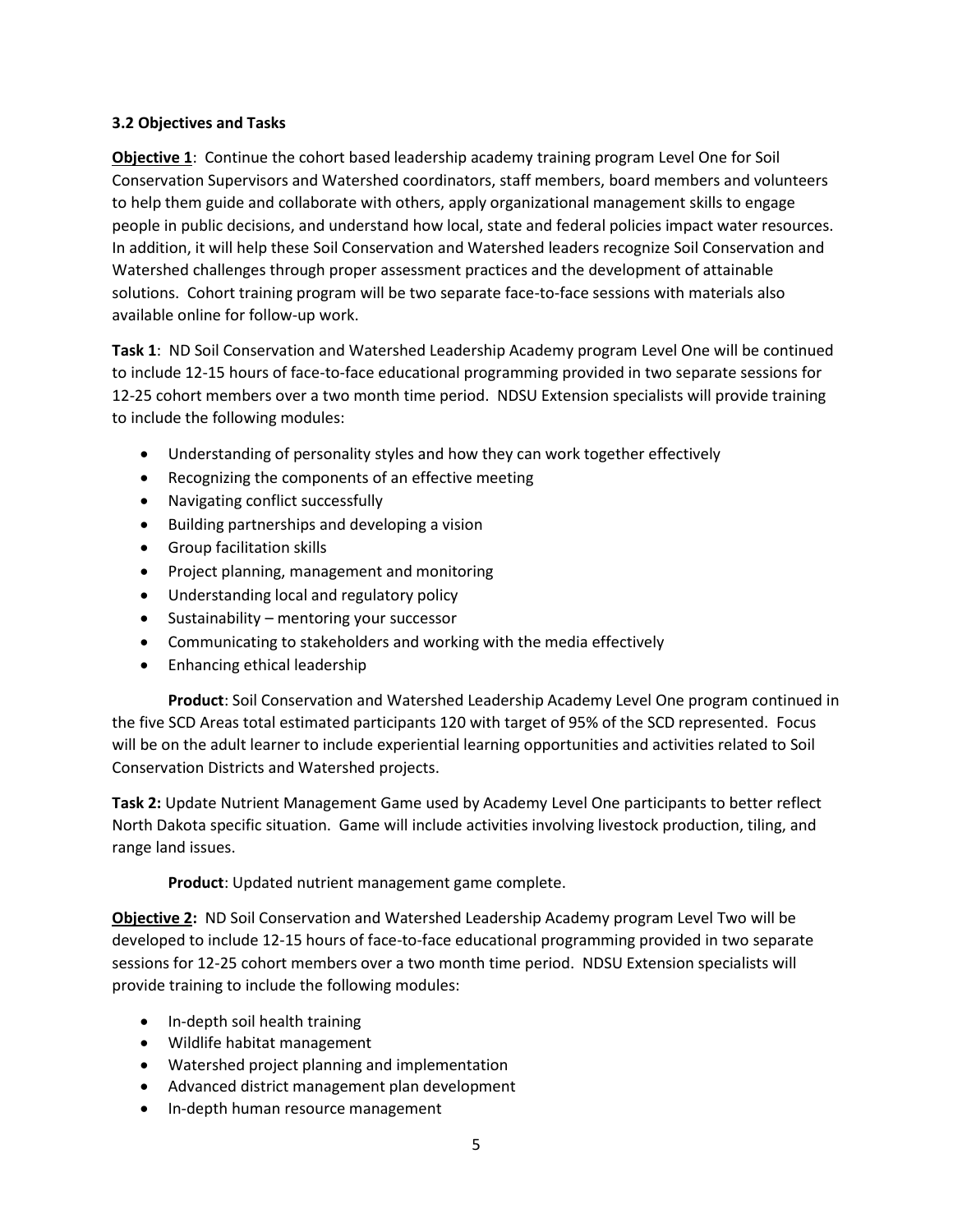### 3.2 Objectives and Tasks

**Objective 1**: Continue the cohort based leadership academy training program Level One for Soil Conservation Supervisors and Watershed coordinators, staff members, board members and volunteers to help them guide and collaborate with others, apply organizational management skills to engage people in public decisions, and understand how local, state and federal policies impact water resources. In addition, it will help these Soil Conservation and Watershed leaders recognize Soil Conservation and Watershed challenges through proper assessment practices and the development of attainable solutions. Cohort training program will be two separate face-to-face sessions with materials also available online for follow-up work.

**Task 1**: ND Soil Conservation and Watershed Leadership Academy program Level One will be continued to include 12-15 hours of face-to-face educational programming provided in two separate sessions for 12-25 cohort members over a two month time period. NDSU Extension specialists will provide training to include the following modules:

- Understanding of personality styles and how they can work together effectively
- Recognizing the components of an effective meeting
- Navigating conflict successfully
- Building partnerships and developing a vision
- Group facilitation skills
- Project planning, management and monitoring
- Understanding local and regulatory policy
- Sustainability – mentoring your successor
- Communicating to stakeholders and working with the media effectively
- Enhancing ethical leadership

**Product**: Soil Conservation and Watershed Leadership Academy Level One program continued in the five SCD Areas total estimated participants 120 with target of 95% of the SCD represented. Focus will be on the adult learner to include experiential learning opportunities and activities related to Soil Conservation Districts and Watershed projects.

**Task 2:** Update Nutrient Management Game used by Academy Level One participants to better reflect North Dakota specific situation. Game will include activities involving livestock production, tiling, and range land issues.

**Product**: Updated nutrient management game complete.

**Objective 2:** ND Soil Conservation and Watershed Leadership Academy program Level Two will be developed to include 12-15 hours of face-to-face educational programming provided in two separate sessions for 12-25 cohort members over a two month time period. NDSU Extension specialists will provide training to include the following modules:

- In-depth soil health training
- Wildlife habitat management
- Watershed project planning and implementation
- Advanced district management plan development
- In-depth human resource management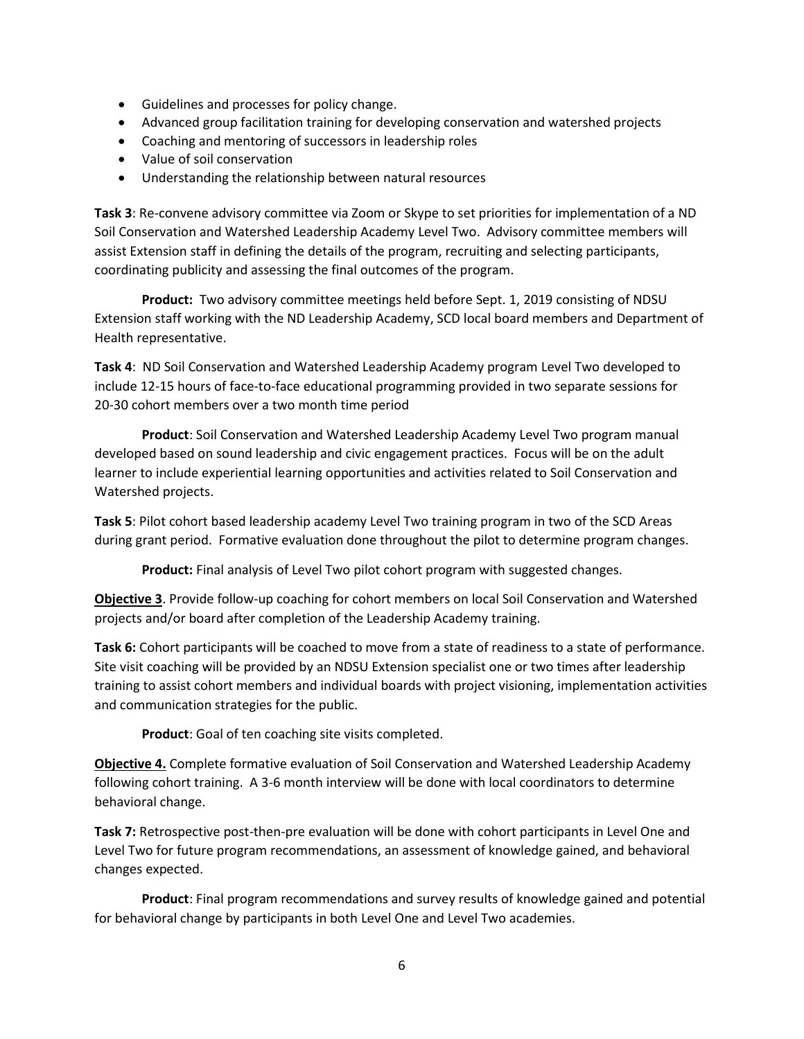- Guidelines and processes for policy change.
- Advanced group facilitation training for developing conservation and watershed projects
- Coaching and mentoring of successors in leadership roles
- Value of soil conservation
- Understanding the relationship between natural resources

**Task 3**: Re-convene advisory committee via Zoom or Skype to set priorities for implementation of a ND Soil Conservation and Watershed Leadership Academy Level Two. Advisory committee members will assist Extension staff in defining the details of the program, recruiting and selecting participants, coordinating publicity and assessing the final outcomes of the program.

**Product:** Two advisory committee meetings held before Sept. 1, 2019 consisting of NDSU Extension staff working with the ND Leadership Academy, SCD local board members and Department of Health representative.

**Task 4**: ND Soil Conservation and Watershed Leadership Academy program Level Two developed to include 12-15 hours of face-to-face educational programming provided in two separate sessions for 20-30 cohort members over a two month time period

**Product**: Soil Conservation and Watershed Leadership Academy Level Two program manual developed based on sound leadership and civic engagement practices. Focus will be on the adult learner to include experiential learning opportunities and activities related to Soil Conservation and Watershed projects.

**Task 5**: Pilot cohort based leadership academy Level Two training program in two of the SCD Areas during grant period. Formative evaluation done throughout the pilot to determine program changes.

**Product:** Final analysis of Level Two pilot cohort program with suggested changes.

**Objective 3**. Provide follow-up coaching for cohort members on local Soil Conservation and Watershed projects and/or board after completion of the Leadership Academy training.

**Task 6:** Cohort participants will be coached to move from a state of readiness to a state of performance. Site visit coaching will be provided by an NDSU Extension specialist one or two times after leadership training to assist cohort members and individual boards with project visioning, implementation activities and communication strategies for the public.

**Product**: Goal of ten coaching site visits completed.

**Objective 4.** Complete formative evaluation of Soil Conservation and Watershed Leadership Academy following cohort training. A 3-6 month interview will be done with local coordinators to determine behavioral change.

**Task 7:** Retrospective post-then-pre evaluation will be done with cohort participants in Level One and Level Two for future program recommendations, an assessment of knowledge gained, and behavioral changes expected.

**Product**: Final program recommendations and survey results of knowledge gained and potential for behavioral change by participants in both Level One and Level Two academies.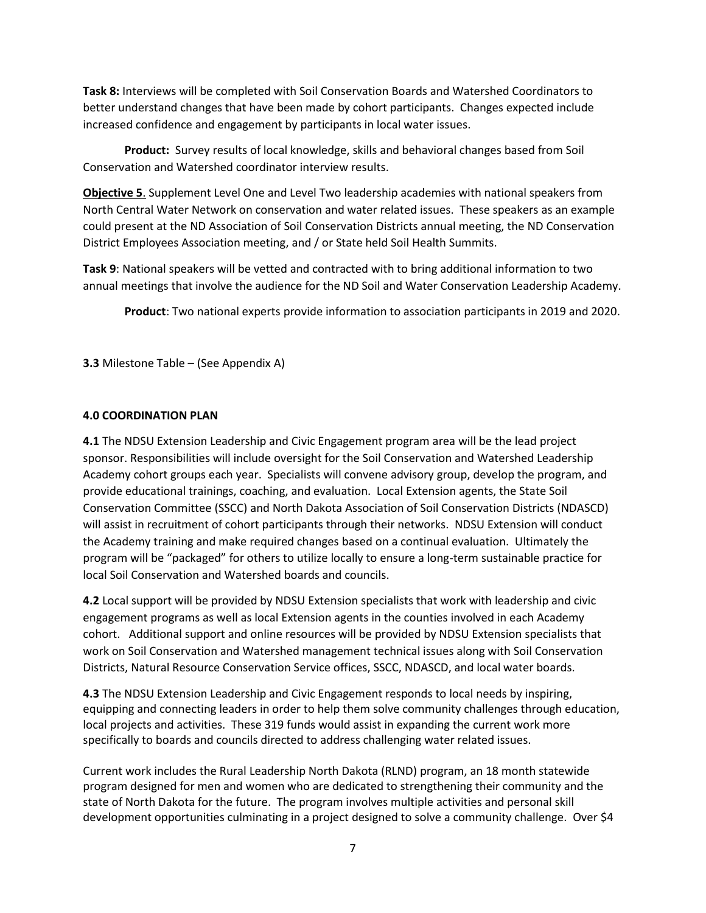**Task 8:** Interviews will be completed with Soil Conservation Boards and Watershed Coordinators to better understand changes that have been made by cohort participants. Changes expected include increased confidence and engagement by participants in local water issues.

**Product:** Survey results of local knowledge, skills and behavioral changes based from Soil Conservation and Watershed coordinator interview results.

**<u>Objective 5</u>**. Supplement Level One and Level Two leadership academies with national speakers from North Central Water Network on conservation and water related issues. These speakers as an example could present at the ND Association of Soil Conservation Districts annual meeting, the ND Conservation District Employees Association meeting, and / or State held Soil Health Summits.

**Task 9**: National speakers will be vetted and contracted with to bring additional information to two annual meetings that involve the audience for the ND Soil and Water Conservation Leadership Academy.

**Product**: Two national experts provide information to association participants in 2019 and 2020.

**3.3** Milestone Table – (See Appendix A)

## 4.0 COORDINATION PLAN

**4.1** The NDSU Extension Leadership and Civic Engagement program area will be the lead project sponsor. Responsibilities will include oversight for the Soil Conservation and Watershed Leadership Academy cohort groups each year. Specialists will convene advisory group, develop the program, and provide educational trainings, coaching, and evaluation. Local Extension agents, the State Soil Conservation Committee (SSCC) and North Dakota Association of Soil Conservation Districts (NDASCD) will assist in recruitment of cohort participants through their networks. NDSU Extension will conduct the Academy training and make required changes based on a continual evaluation. Ultimately the program will be "packaged" for others to utilize locally to ensure a long-term sustainable practice for local Soil Conservation and Watershed boards and councils.

**4.2** Local support will be provided by NDSU Extension specialists that work with leadership and civic engagement programs as well as local Extension agents in the counties involved in each Academy cohort. Additional support and online resources will be provided by NDSU Extension specialists that work on Soil Conservation and Watershed management technical issues along with Soil Conservation Districts, Natural Resource Conservation Service offices, SSCC, NDASCD, and local water boards.

**4.3** The NDSU Extension Leadership and Civic Engagement responds to local needs by inspiring, equipping and connecting leaders in order to help them solve community challenges through education, local projects and activities. These 319 funds would assist in expanding the current work more specifically to boards and councils directed to address challenging water related issues.

Current work includes the Rural Leadership North Dakota (RLND) program, an 18 month statewide program designed for men and women who are dedicated to strengthening their community and the state of North Dakota for the future. The program involves multiple activities and personal skill development opportunities culminating in a project designed to solve a community challenge. Over $4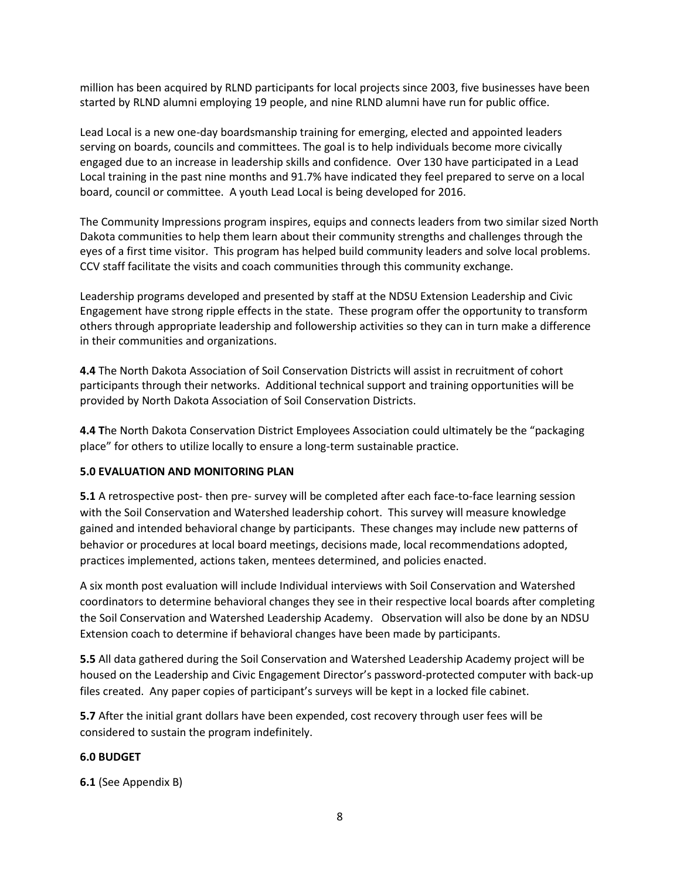million has been acquired by RLND participants for local projects since 2003, five businesses have been started by RLND alumni employing 19 people, and nine RLND alumni have run for public office.

Lead Local is a new one-day boardsmanship training for emerging, elected and appointed leaders serving on boards, councils and committees. The goal is to help individuals become more civically engaged due to an increase in leadership skills and confidence. Over 130 have participated in a Lead Local training in the past nine months and 91.7% have indicated they feel prepared to serve on a local board, council or committee. A youth Lead Local is being developed for 2016.

The Community Impressions program inspires, equips and connects leaders from two similar sized North Dakota communities to help them learn about their community strengths and challenges through the eyes of a first time visitor. This program has helped build community leaders and solve local problems. CCV staff facilitate the visits and coach communities through this community exchange.

Leadership programs developed and presented by staff at the NDSU Extension Leadership and Civic Engagement have strong ripple effects in the state. These program offer the opportunity to transform others through appropriate leadership and followership activities so they can in turn make a difference in their communities and organizations.

**4.4** The North Dakota Association of Soil Conservation Districts will assist in recruitment of cohort participants through their networks. Additional technical support and training opportunities will be provided by North Dakota Association of Soil Conservation Districts.

**4.4 T**he North Dakota Conservation District Employees Association could ultimately be the "packaging place" for others to utilize locally to ensure a long-term sustainable practice.

**5.0 EVALUATION AND MONITORING PLAN**

**5.1** A retrospective post- then pre- survey will be completed after each face-to-face learning session with the Soil Conservation and Watershed leadership cohort. This survey will measure knowledge gained and intended behavioral change by participants. These changes may include new patterns of behavior or procedures at local board meetings, decisions made, local recommendations adopted, practices implemented, actions taken, mentees determined, and policies enacted.

A six month post evaluation will include Individual interviews with Soil Conservation and Watershed coordinators to determine behavioral changes they see in their respective local boards after completing the Soil Conservation and Watershed Leadership Academy. Observation will also be done by an NDSU Extension coach to determine if behavioral changes have been made by participants.

**5.5** All data gathered during the Soil Conservation and Watershed Leadership Academy project will be housed on the Leadership and Civic Engagement Director's password-protected computer with back-up files created. Any paper copies of participant's surveys will be kept in a locked file cabinet.

**5.7** After the initial grant dollars have been expended, cost recovery through user fees will be considered to sustain the program indefinitely.

**6.0 BUDGET**

**6.1** (See Appendix B)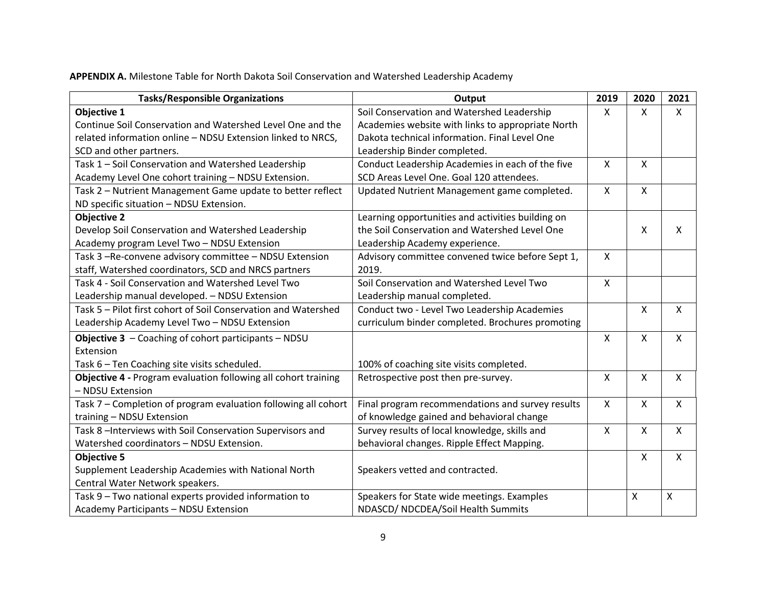**APPENDIX A.** Milestone Table for North Dakota Soil Conservation and Watershed Leadership Academy

| Tasks/Responsible Organizations | Output | 2019 | 2020 | 2021 |
|---|---|---|---|---|
| **Objective 1** Continue Soil Conservation and Watershed Level One and the related information online – NDSU Extension linked to NRCS, SCD and other partners. | Soil Conservation and Watershed Leadership Academies website with links to appropriate North Dakota technical information. Final Level One Leadership Binder completed. | X | X | X |
| Task 1 – Soil Conservation and Watershed Leadership Academy Level One cohort training – NDSU Extension. | Conduct Leadership Academies in each of the five SCD Areas Level One. Goal 120 attendees. | X | X | |
| Task 2 – Nutrient Management Game update to better reflect ND specific situation – NDSU Extension. | Updated Nutrient Management game completed. | X | X | |
| **Objective 2** Develop Soil Conservation and Watershed Leadership Academy program Level Two – NDSU Extension | Learning opportunities and activities building on the Soil Conservation and Watershed Level One Leadership Academy experience. | | X | X |
| Task 3 –Re-convene advisory committee – NDSU Extension staff, Watershed coordinators, SCD and NRCS partners | Advisory committee convened twice before Sept 1, 2019. | X | | |
| Task 4 - Soil Conservation and Watershed Level Two Leadership manual developed. – NDSU Extension | Soil Conservation and Watershed Level Two Leadership manual completed. | X | | |
| Task 5 – Pilot first cohort of Soil Conservation and Watershed Leadership Academy Level Two – NDSU Extension | Conduct two - Level Two Leadership Academies curriculum binder completed. Brochures promoting | | X | X |
| **Objective 3** – Coaching of cohort participants – NDSU Extension Task 6 – Ten Coaching site visits scheduled. | 100% of coaching site visits completed. | X | X | X |
| **Objective 4 -** Program evaluation following all cohort training – NDSU Extension | Retrospective post then pre-survey. | X | X | X |
| Task 7 – Completion of program evaluation following all cohort training – NDSU Extension | Final program recommendations and survey results of knowledge gained and behavioral change | X | X | X |
| Task 8 –Interviews with Soil Conservation Supervisors and Watershed coordinators – NDSU Extension. | Survey results of local knowledge, skills and behavioral changes. Ripple Effect Mapping. | X | X | X |
| **Objective 5** Supplement Leadership Academies with National North Central Water Network speakers. | Speakers vetted and contracted. | | X | X |
| Task 9 – Two national experts provided information to Academy Participants – NDSU Extension | Speakers for State wide meetings. Examples NDASCD/ NDCDEA/Soil Health Summits | | X | X |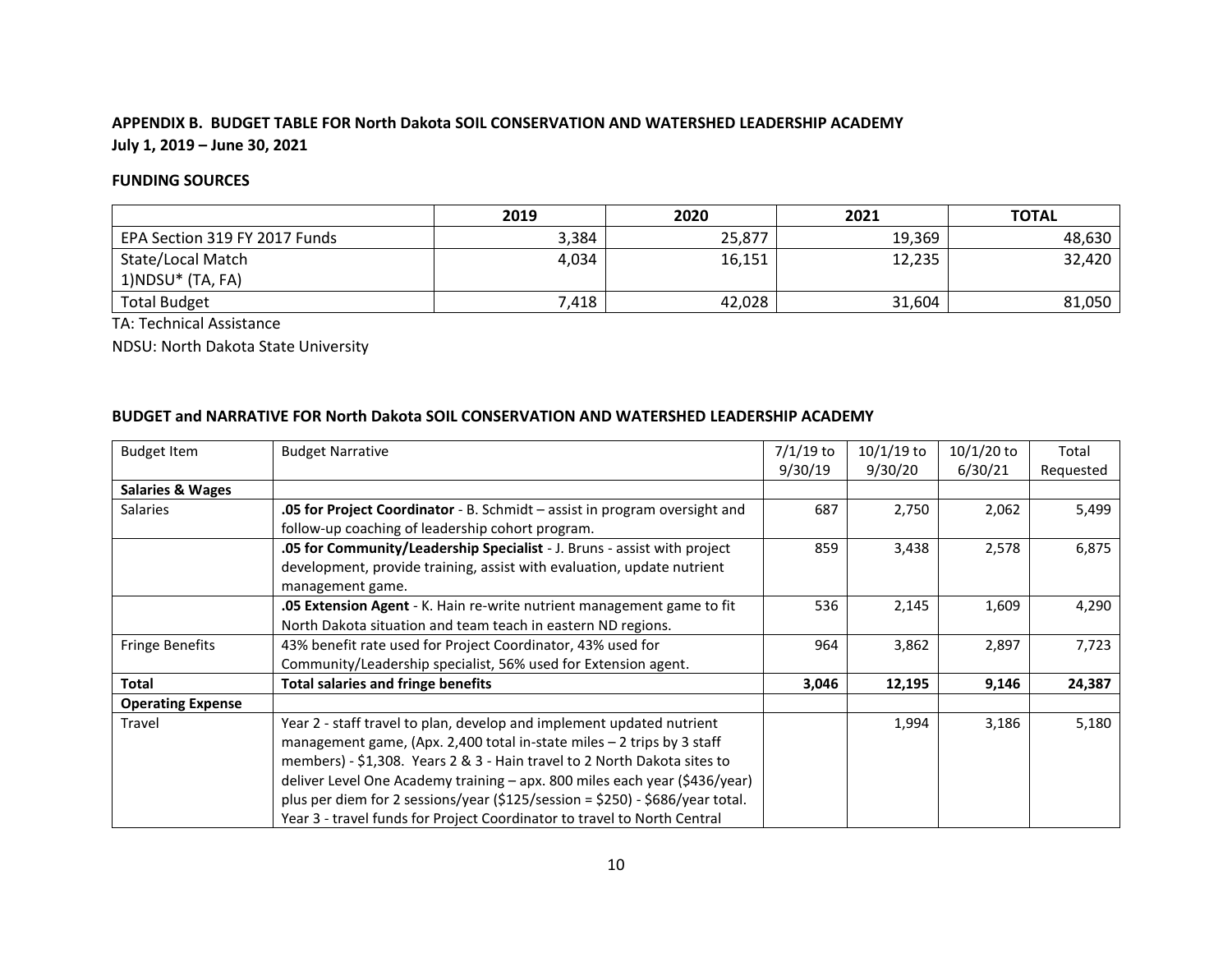**APPENDIX B. BUDGET TABLE FOR North Dakota SOIL CONSERVATION AND WATERSHED LEADERSHIP ACADEMY**
**July 1, 2019 – June 30, 2021**

**FUNDING SOURCES**

| | 2019 | 2020 | 2021 | TOTAL |
|---|---|---|---|---|
| EPA Section 319 FY 2017 Funds | 3,384 | 25,877 | 19,369 | 48,630 |
| State/Local Match 1)NDSU* (TA, FA) | 4,034 | 16,151 | 12,235 | 32,420 |
| Total Budget | 7,418 | 42,028 | 31,604 | 81,050 |

TA: Technical Assistance

NDSU: North Dakota State University

**BUDGET and NARRATIVE FOR North Dakota SOIL CONSERVATION AND WATERSHED LEADERSHIP ACADEMY**

| Budget Item | Budget Narrative | 7/1/19 to 9/30/19 | 10/1/19 to 9/30/20 | 10/1/20 to 6/30/21 | Total Requested |
|---|---|---|---|---|---|
| **Salaries & Wages** | | | | | |
| Salaries | **.05 for Project Coordinator** - B. Schmidt – assist in program oversight and follow-up coaching of leadership cohort program. | 687 | 2,750 | 2,062 | 5,499 |
| | **.05 for Community/Leadership Specialist** - J. Bruns - assist with project development, provide training, assist with evaluation, update nutrient management game. | 859 | 3,438 | 2,578 | 6,875 |
| | **.05 Extension Agent** - K. Hain re-write nutrient management game to fit North Dakota situation and team teach in eastern ND regions. | 536 | 2,145 | 1,609 | 4,290 |
| Fringe Benefits | 43% benefit rate used for Project Coordinator, 43% used for Community/Leadership specialist, 56% used for Extension agent. | 964 | 3,862 | 2,897 | 7,723 |
| **Total** | **Total salaries and fringe benefits** | **3,046** | **12,195** | **9,146** | **24,387** |
| **Operating Expense** | | | | | |
| Travel | Year 2 - staff travel to plan, develop and implement updated nutrient management game, (Apx. 2,400 total in-state miles – 2 trips by 3 staff members) - $1,308. Years 2 & 3 - Hain travel to 2 North Dakota sites to deliver Level One Academy training – apx. 800 miles each year ($436/year) plus per diem for 2 sessions/year ($125/session = $250) - $686/year total. Year 3 - travel funds for Project Coordinator to travel to North Central | | 1,994 | 3,186 | 5,180 |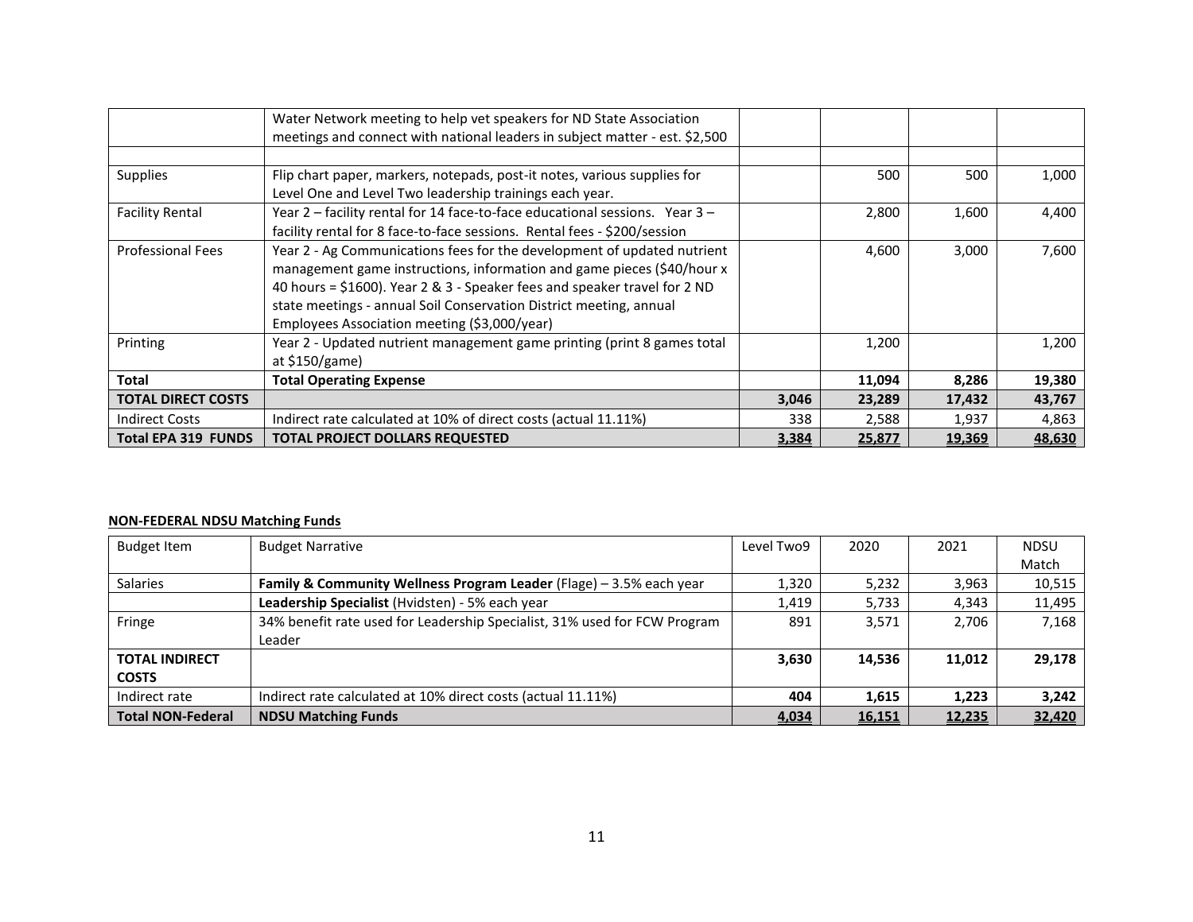| | | | | | |
|---|---|---|---|---|---|
| | Water Network meeting to help vet speakers for ND State Association meetings and connect with national leaders in subject matter - est. $2,500 | | | | |
| | | | | | |
| Supplies | Flip chart paper, markers, notepads, post-it notes, various supplies for Level One and Level Two leadership trainings each year. | | 500 | 500 | 1,000 |
| Facility Rental | Year 2 – facility rental for 14 face-to-face educational sessions. Year 3 – facility rental for 8 face-to-face sessions. Rental fees - $200/session | | 2,800 | 1,600 | 4,400 |
| Professional Fees | Year 2 - Ag Communications fees for the development of updated nutrient management game instructions, information and game pieces ($40/hour x 40 hours = $1600). Year 2 & 3 - Speaker fees and speaker travel for 2 ND state meetings - annual Soil Conservation District meeting, annual Employees Association meeting ($3,000/year) | | 4,600 | 3,000 | 7,600 |
| Printing | Year 2 - Updated nutrient management game printing (print 8 games total at $150/game) | | 1,200 | | 1,200 |
| **Total** | **Total Operating Expense** | | **11,094** | **8,286** | **19,380** |
| **TOTAL DIRECT COSTS** | | **3,046** | **23,289** | **17,432** | **43,767** |
| Indirect Costs | Indirect rate calculated at 10% of direct costs (actual 11.11%) | 338 | 2,588 | 1,937 | 4,863 |
| **Total EPA 319 FUNDS** | **TOTAL PROJECT DOLLARS REQUESTED** | **3,384** | **25,877** | **19,369** | **48,630** |

**NON-FEDERAL NDSU Matching Funds**

| Budget Item | Budget Narrative | Level Two9 | 2020 | 2021 | NDSU Match |
|---|---|---|---|---|---|
| Salaries | **Family & Community Wellness Program Leader** (Flage) – 3.5% each year | 1,320 | 5,232 | 3,963 | 10,515 |
| | **Leadership Specialist** (Hvidsten) - 5% each year | 1,419 | 5,733 | 4,343 | 11,495 |
| Fringe | 34% benefit rate used for Leadership Specialist, 31% used for FCW Program Leader | 891 | 3,571 | 2,706 | 7,168 |
| **TOTAL INDIRECT COSTS** | | **3,630** | **14,536** | **11,012** | **29,178** |
| Indirect rate | Indirect rate calculated at 10% direct costs (actual 11.11%) | **404** | **1,615** | **1,223** | **3,242** |
| **Total NON-Federal** | **NDSU Matching Funds** | **4,034** | **16,151** | **12,235** | **32,420** |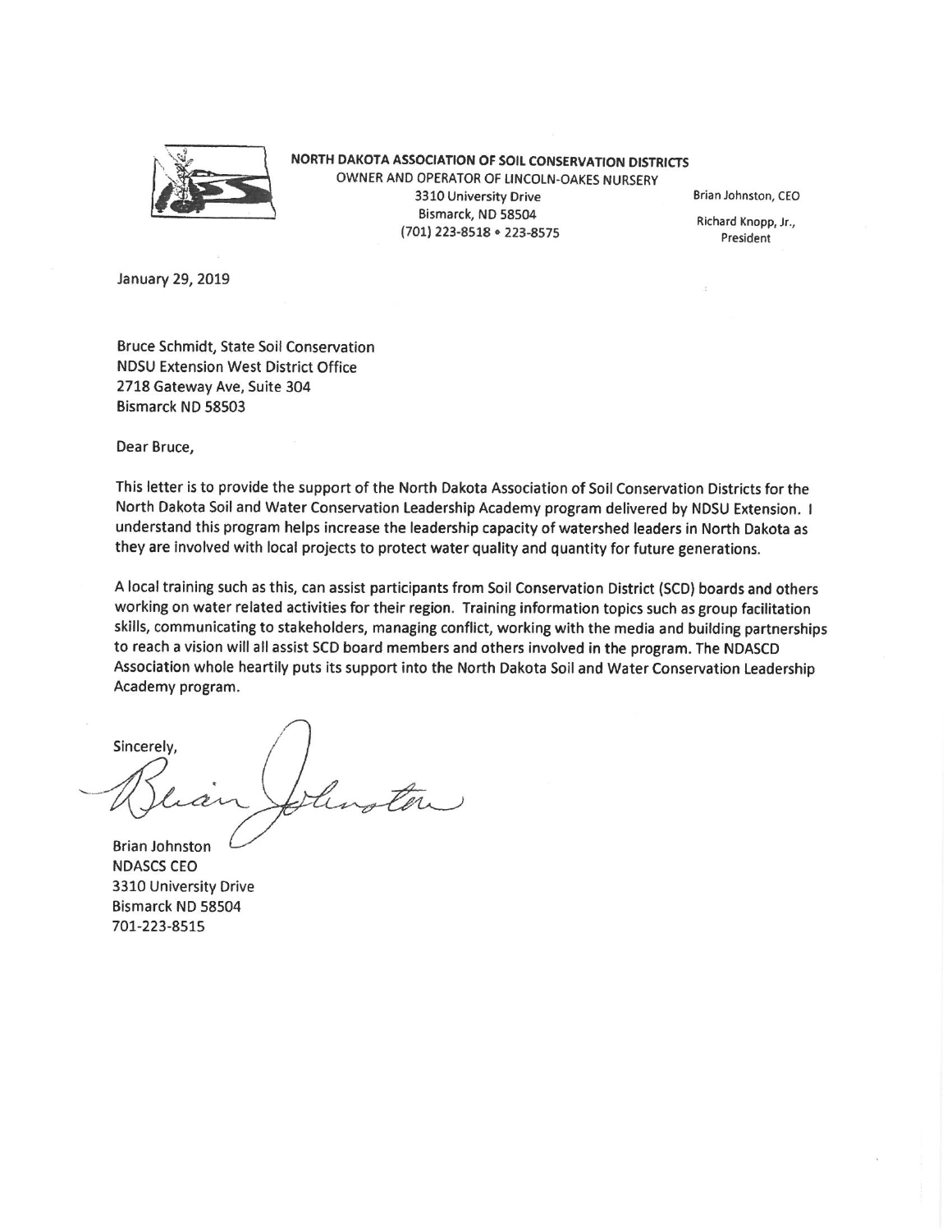**NORTH DAKOTA ASSOCIATION OF SOIL CONSERVATION DISTRICTS**
OWNER AND OPERATOR OF LINCOLN-OAKES NURSERY
3310 University Drive
Bismarck, ND 58504
(701) 223-8518 • 223-8575

Brian Johnston, CEO
Richard Knopp, Jr., President

January 29, 2019

Bruce Schmidt, State Soil Conservation
NDSU Extension West District Office
2718 Gateway Ave, Suite 304
Bismarck ND 58503

Dear Bruce,

This letter is to provide the support of the North Dakota Association of Soil Conservation Districts for the North Dakota Soil and Water Conservation Leadership Academy program delivered by NDSU Extension. I understand this program helps increase the leadership capacity of watershed leaders in North Dakota as they are involved with local projects to protect water quality and quantity for future generations.

A local training such as this, can assist participants from Soil Conservation District (SCD) boards and others working on water related activities for their region. Training information topics such as group facilitation skills, communicating to stakeholders, managing conflict, working with the media and building partnerships to reach a vision will all assist SCD board members and others involved in the program. The NDASCD Association whole heartily puts its support into the North Dakota Soil and Water Conservation Leadership Academy program.

Sincerely,

Brian Johnston
NDASCS CEO
3310 University Drive
Bismarck ND 58504
701-223-8515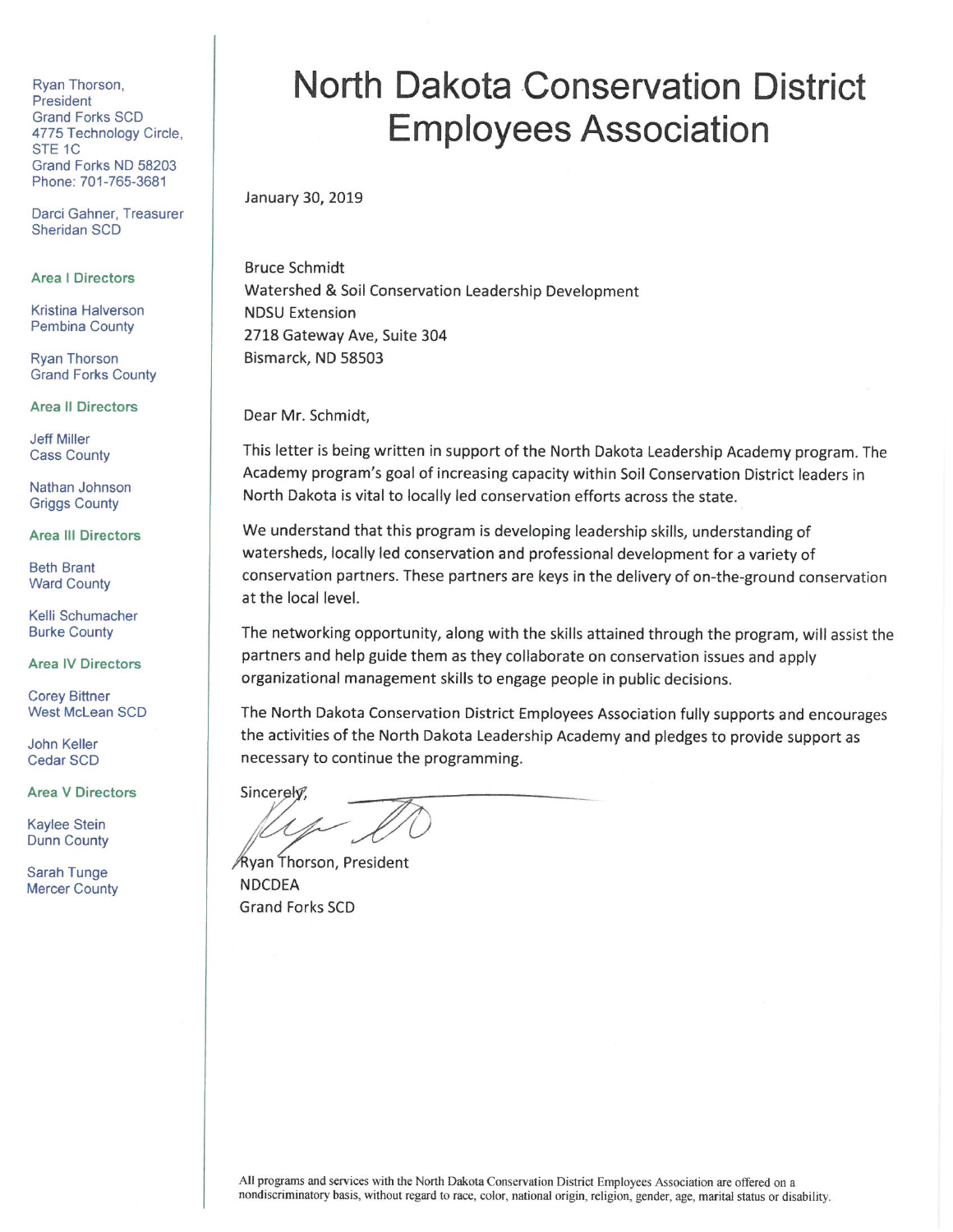# North Dakota Conservation District Employees Association

Ryan Thorson, President
Grand Forks SCD
4775 Technology Circle, STE 1C
Grand Forks ND 58203
Phone: 701-765-3681

Darci Gahner, Treasurer
Sheridan SCD

**Area I Directors**

Kristina Halverson
Pembina County

Ryan Thorson
Grand Forks County

**Area II Directors**

Jeff Miller
Cass County

Nathan Johnson
Griggs County

**Area III Directors**

Beth Brant
Ward County

Kelli Schumacher
Burke County

**Area IV Directors**

Corey Bittner
West McLean SCD

John Keller
Cedar SCD

**Area V Directors**

Kaylee Stein
Dunn County

Sarah Tunge
Mercer County

---

January 30, 2019

Bruce Schmidt
Watershed & Soil Conservation Leadership Development
NDSU Extension
2718 Gateway Ave, Suite 304
Bismarck, ND 58503

Dear Mr. Schmidt,

This letter is being written in support of the North Dakota Leadership Academy program. The Academy program's goal of increasing capacity within Soil Conservation District leaders in North Dakota is vital to locally led conservation efforts across the state.

We understand that this program is developing leadership skills, understanding of watersheds, locally led conservation and professional development for a variety of conservation partners. These partners are keys in the delivery of on-the-ground conservation at the local level.

The networking opportunity, along with the skills attained through the program, will assist the partners and help guide them as they collaborate on conservation issues and apply organizational management skills to engage people in public decisions.

The North Dakota Conservation District Employees Association fully supports and encourages the activities of the North Dakota Leadership Academy and pledges to provide support as necessary to continue the programming.

Sincerely,

Ryan Thorson, President
NDCDEA
Grand Forks SCD

All programs and services with the North Dakota Conservation District Employees Association are offered on a nondiscriminatory basis, without regard to race, color, national origin, religion, gender, age, marital status or disability.